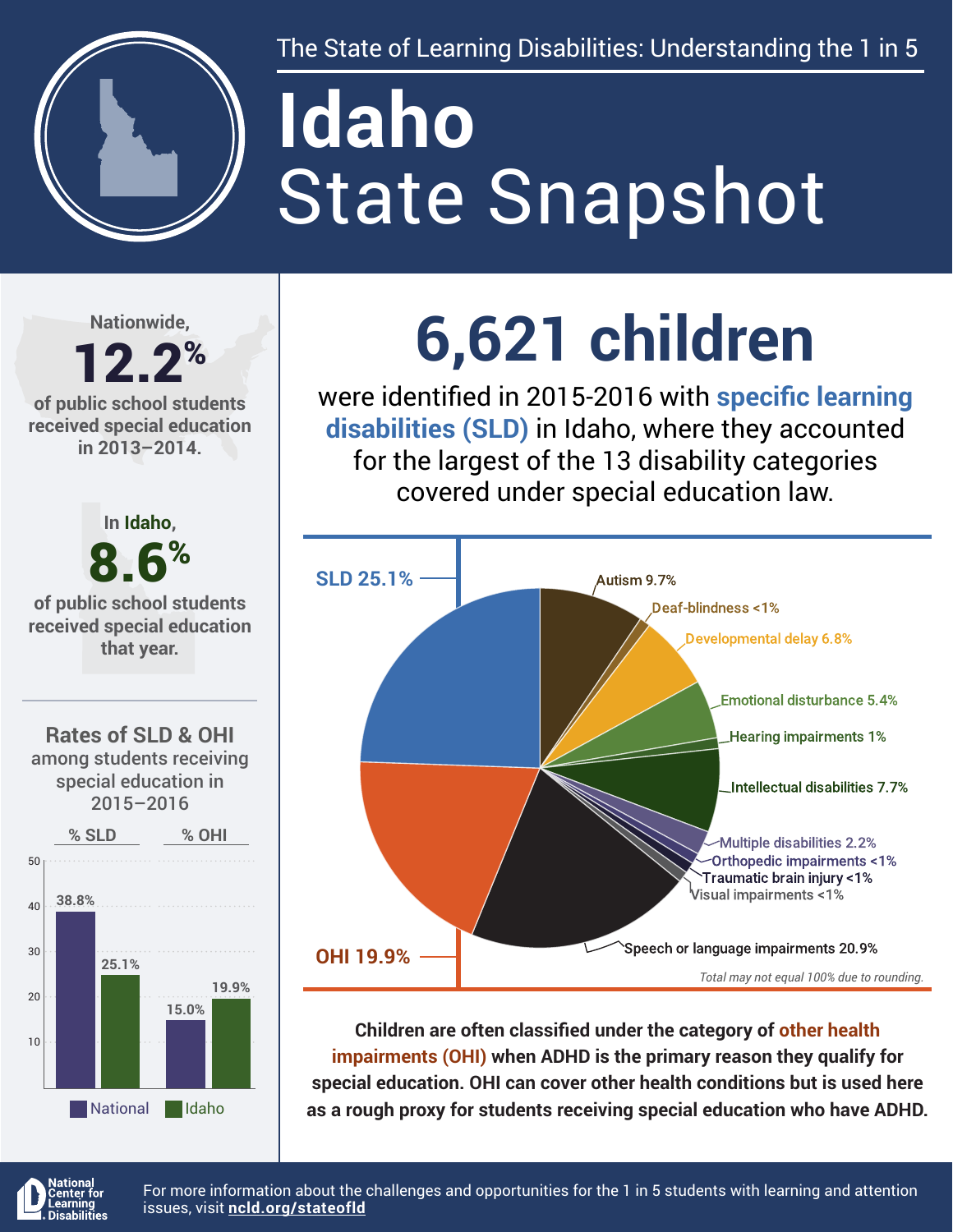The State of Learning Disabilities: Understanding the 1 in 5

# Idaho State Snapshot

Nationwide, **12.2%** of public school students received special education in 2013–2014.

In Idaho, **8.6%** of public school students received special education that year.

## Rates of SLD & OHI among students receiving special education in 2015–2016

| | % SLD | % OHI |
|---|---|---|
| National | 38.8% | 15.0% |
| Idaho | 25.1% | 19.9% |

# 6,621 children

were identified in 2015-2016 with **specific learning disabilities (SLD)** in Idaho, where they accounted for the largest of the 13 disability categories covered under special education law.

| Category | Percent |
|---|---|
| SLD | 25.1% |
| Autism | 9.7% |
| Deaf-blindness | <1% |
| Developmental delay | 6.8% |
| Emotional disturbance | 5.4% |
| Hearing impairments | 1% |
| Intellectual disabilities | 7.7% |
| Multiple disabilities | 2.2% |
| Orthopedic impairments | <1% |
| Traumatic brain injury | <1% |
| Visual impairments | <1% |
| Speech or language impairments | 20.9% |
| OHI | 19.9% |

*Total may not equal 100% due to rounding.*

**Children are often classified under the category of other health impairments (OHI) when ADHD is the primary reason they qualify for special education. OHI can cover other health conditions but is used here as a rough proxy for students receiving special education who have ADHD.**

National Center for Learning Disabilities

For more information about the challenges and opportunities for the 1 in 5 students with learning and attention issues, visit **ncld.org/stateofld**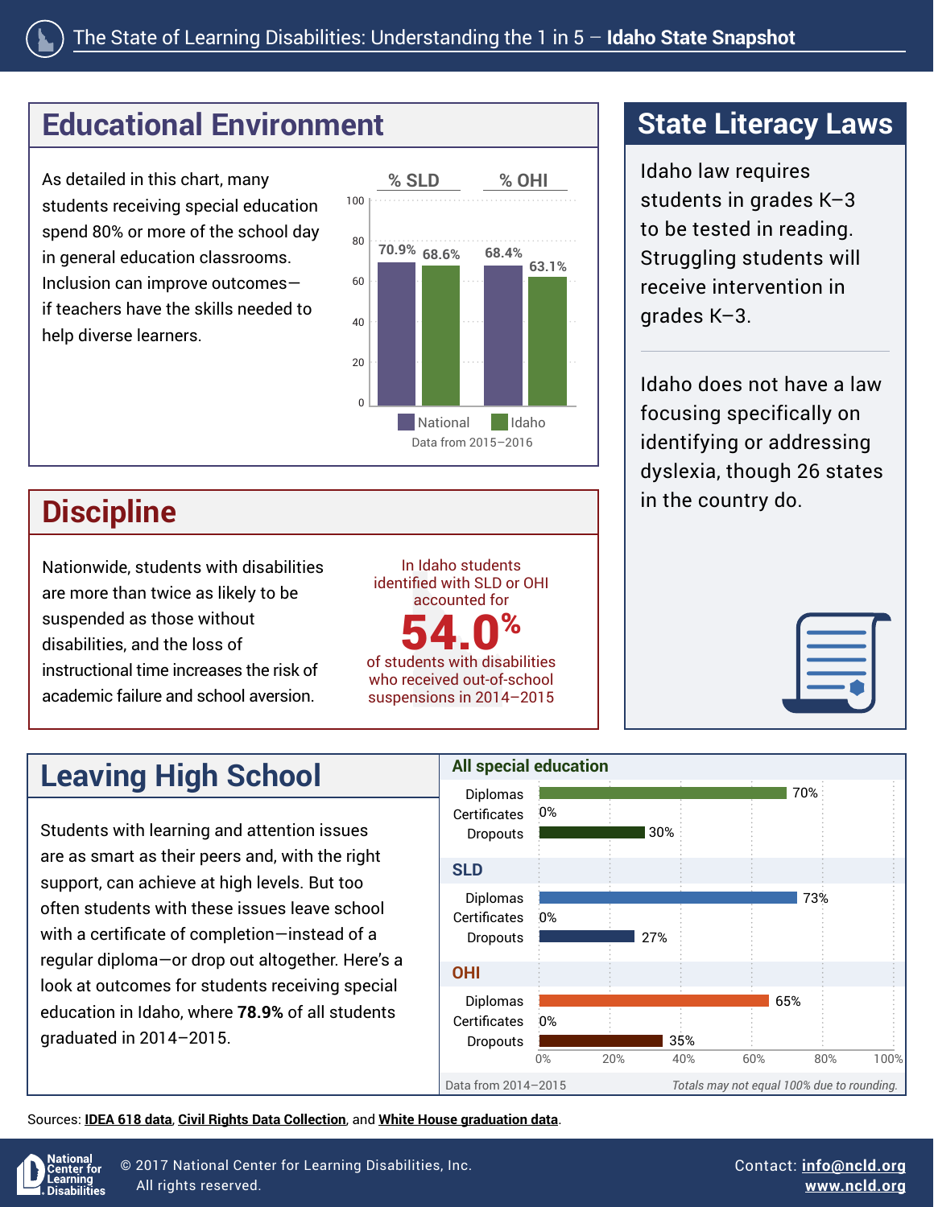The State of Learning Disabilities: Understanding the 1 in 5 – **Idaho State Snapshot**

## Educational Environment

As detailed in this chart, many students receiving special education spend 80% or more of the school day in general education classrooms. Inclusion can improve outcomes—if teachers have the skills needed to help diverse learners.

% SLD
% OHI
100
80
60
40
20
0
70.9%
68.6%
68.4%
63.1%
National
Idaho
Data from 2015–2016

## State Literacy Laws

Idaho law requires students in grades K–3 to be tested in reading. Struggling students will receive intervention in grades K–3.

Idaho does not have a law focusing specifically on identifying or addressing dyslexia, though 26 states in the country do.

## Discipline

Nationwide, students with disabilities are more than twice as likely to be suspended as those without disabilities, and the loss of instructional time increases the risk of academic failure and school aversion.

In Idaho students identified with SLD or OHI accounted for **54.0%** of students with disabilities who received out-of-school suspensions in 2014–2015

## Leaving High School

Students with learning and attention issues are as smart as their peers and, with the right support, can achieve at high levels. But too often students with these issues leave school with a certificate of completion—instead of a regular diploma—or drop out altogether. Here's a look at outcomes for students receiving special education in Idaho, where **78.9%** of all students graduated in 2014–2015.

**All special education**
Diplomas 70%
Certificates 0%
Dropouts 30%

**SLD**
Diplomas 73%
Certificates 0%
Dropouts 27%

**OHI**
Diplomas 65%
Certificates 0%
Dropouts 35%

0%
20%
40%
60%
80%
100%

Data from 2014–2015

*Totals may not equal 100% due to rounding.*

Sources: IDEA 618 data, Civil Rights Data Collection, and White House graduation data.

National Center for Learning Disabilities

© 2017 National Center for Learning Disabilities, Inc. All rights reserved.

Contact: info@ncld.org
www.ncld.org